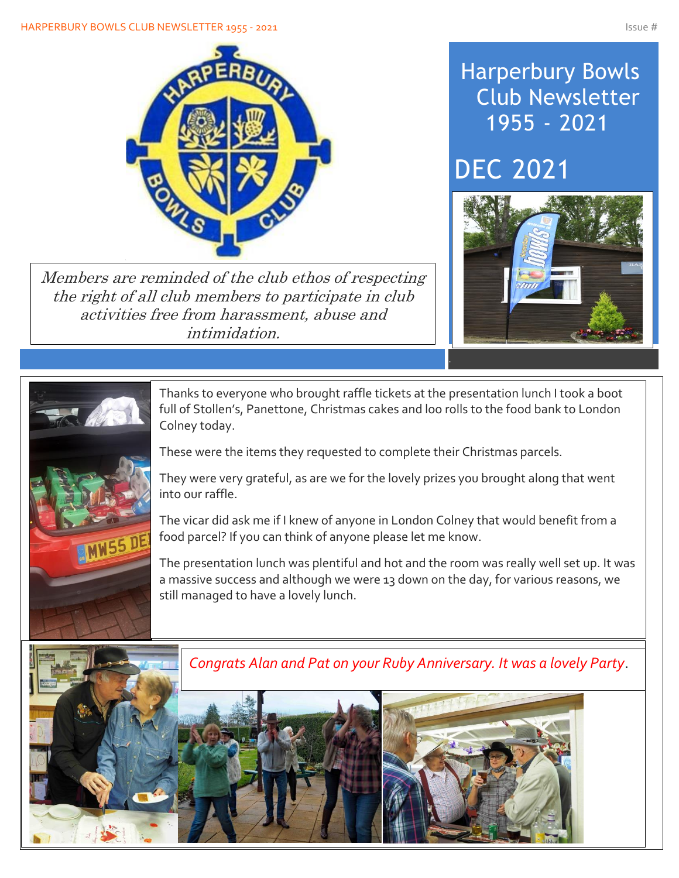# Harperbury Bowls Club Newsletter 1955 - 2021

## DEC 2021

*Members are reminded of the club ethos of respecting the right of all club members to participate in club activities free from harassment, abuse and intimidation.*

Thanks to everyone who brought raffle tickets at the presentation lunch I took a boot full of Stollen's, Panettone, Christmas cakes and loo rolls to the food bank to London Colney today.

These were the items they requested to complete their Christmas parcels.

They were very grateful, as are we for the lovely prizes you brought along that went into our raffle.

The vicar did ask me if I knew of anyone in London Colney that would benefit from a food parcel? If you can think of anyone please let me know.

The presentation lunch was plentiful and hot and the room was really well set up. It was a massive success and although we were 13 down on the day, for various reasons, we still managed to have a lovely lunch.

*Congrats Alan and Pat on your Ruby Anniversary. It was a lovely Party.*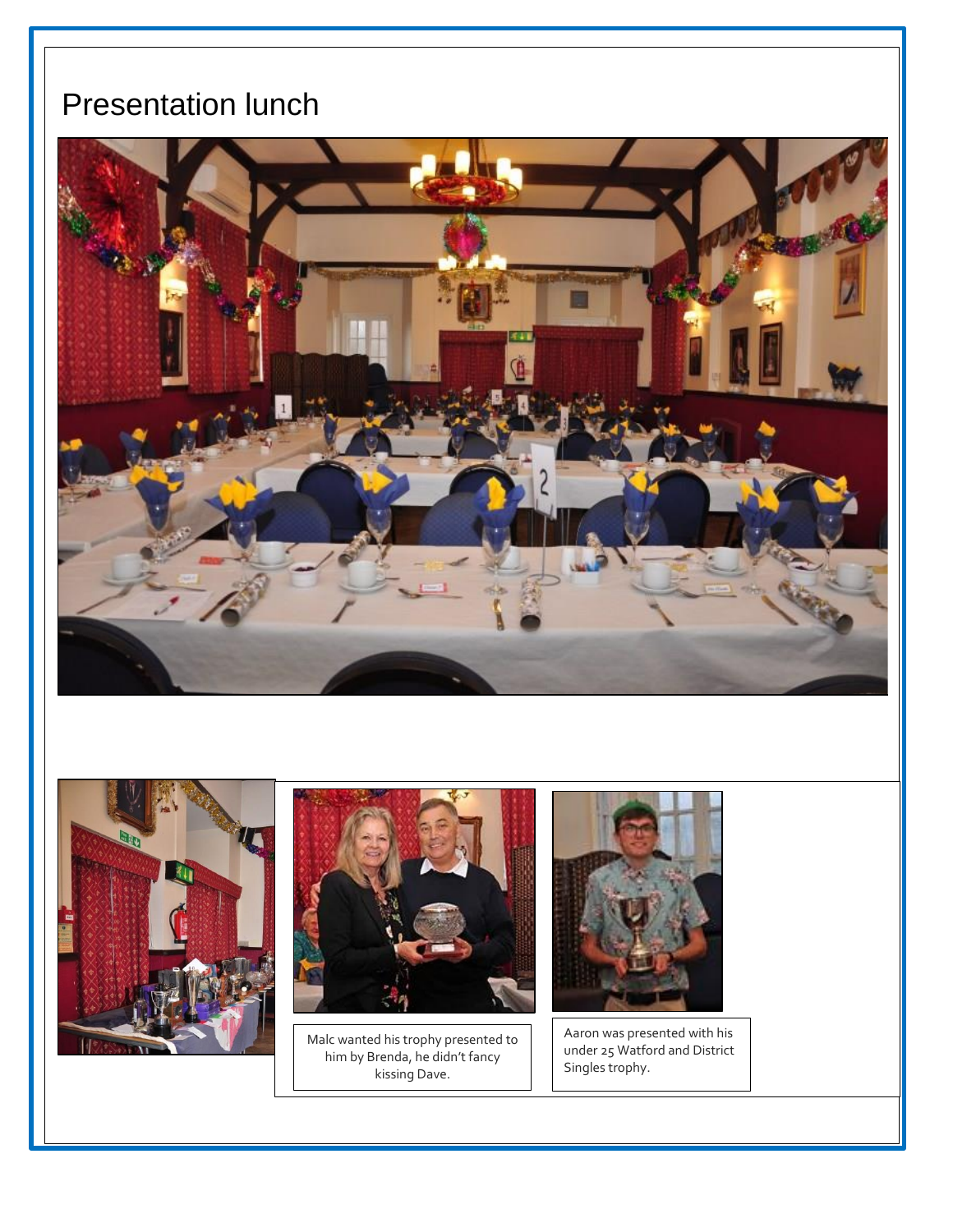# Presentation lunch

Malc wanted his trophy presented to him by Brenda, he didn't fancy kissing Dave.

Aaron was presented with his under 25 Watford and District Singles trophy.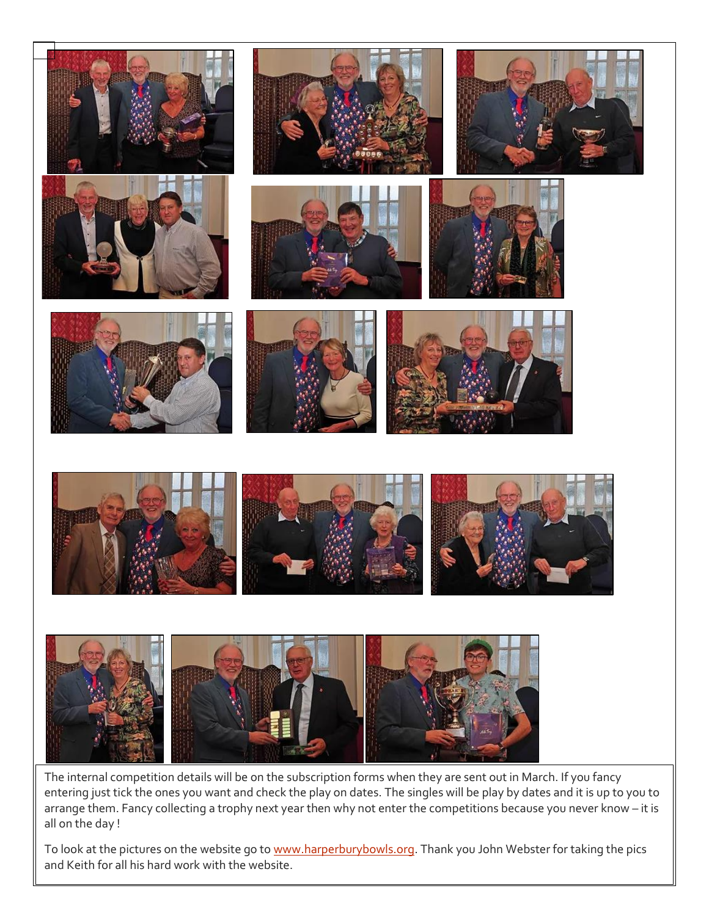The internal competition details will be on the subscription forms when they are sent out in March. If you fancy entering just tick the ones you want and check the play on dates. The singles will be play by dates and it is up to you to arrange them. Fancy collecting a trophy next year then why not enter the competitions because you never know – it is all on the day !

To look at the pictures on the website go to www.harperburybowls.org. Thank you John Webster for taking the pics and Keith for all his hard work with the website.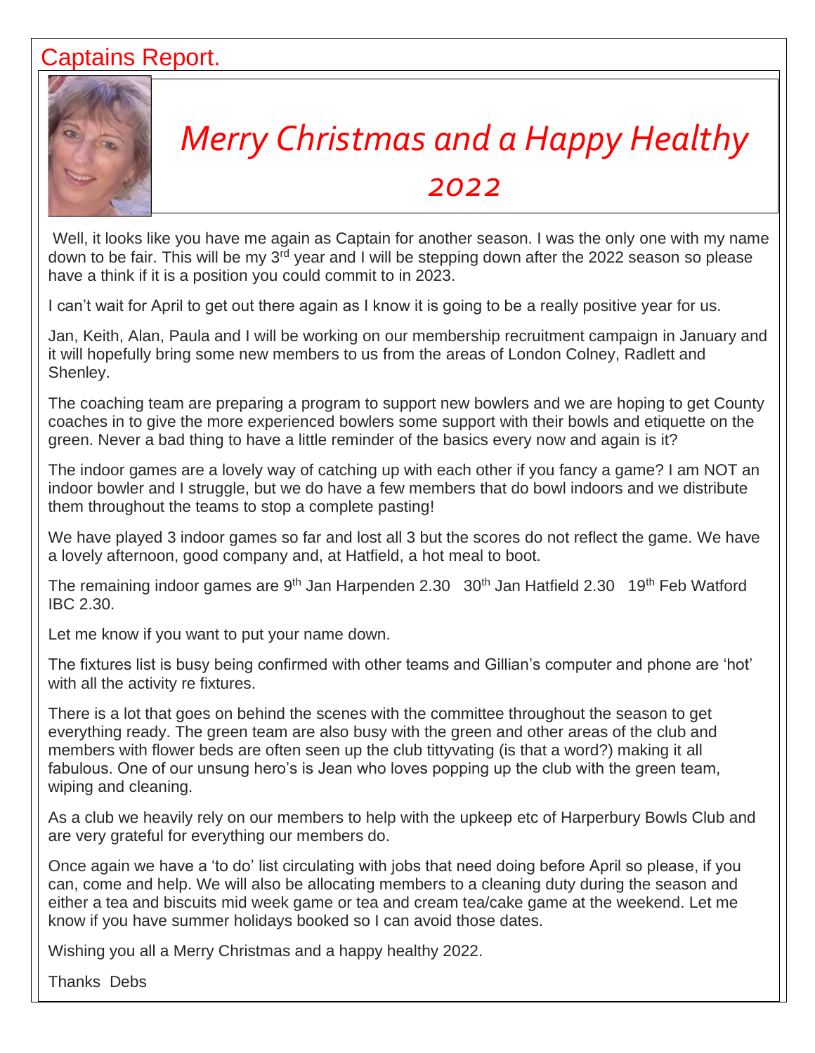# Captains Report.

## *Merry Christmas and a Happy Healthy 2022*

Well, it looks like you have me again as Captain for another season. I was the only one with my name down to be fair. This will be my 3rd year and I will be stepping down after the 2022 season so please have a think if it is a position you could commit to in 2023.

I can't wait for April to get out there again as I know it is going to be a really positive year for us.

Jan, Keith, Alan, Paula and I will be working on our membership recruitment campaign in January and it will hopefully bring some new members to us from the areas of London Colney, Radlett and Shenley.

The coaching team are preparing a program to support new bowlers and we are hoping to get County coaches in to give the more experienced bowlers some support with their bowls and etiquette on the green. Never a bad thing to have a little reminder of the basics every now and again is it?

The indoor games are a lovely way of catching up with each other if you fancy a game? I am NOT an indoor bowler and I struggle, but we do have a few members that do bowl indoors and we distribute them throughout the teams to stop a complete pasting!

We have played 3 indoor games so far and lost all 3 but the scores do not reflect the game. We have a lovely afternoon, good company and, at Hatfield, a hot meal to boot.

The remaining indoor games are 9th Jan Harpenden 2.30   30th Jan Hatfield 2.30   19th Feb Watford IBC 2.30.

Let me know if you want to put your name down.

The fixtures list is busy being confirmed with other teams and Gillian's computer and phone are 'hot' with all the activity re fixtures.

There is a lot that goes on behind the scenes with the committee throughout the season to get everything ready. The green team are also busy with the green and other areas of the club and members with flower beds are often seen up the club tittyvating (is that a word?) making it all fabulous. One of our unsung hero's is Jean who loves popping up the club with the green team, wiping and cleaning.

As a club we heavily rely on our members to help with the upkeep etc of Harperbury Bowls Club and are very grateful for everything our members do.

Once again we have a 'to do' list circulating with jobs that need doing before April so please, if you can, come and help. We will also be allocating members to a cleaning duty during the season and either a tea and biscuits mid week game or tea and cream tea/cake game at the weekend. Let me know if you have summer holidays booked so I can avoid those dates.

Wishing you all a Merry Christmas and a happy healthy 2022.

Thanks  Debs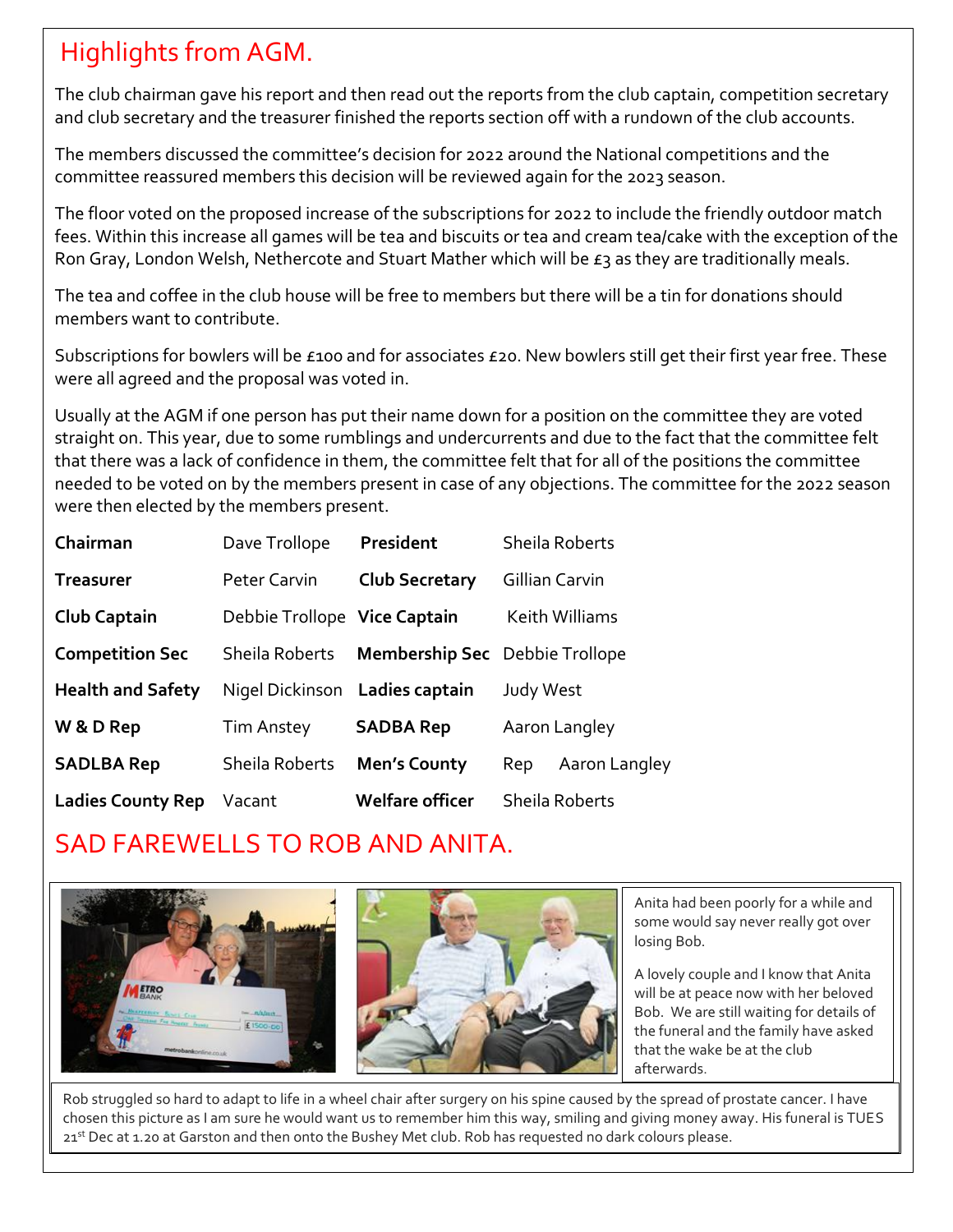## Highlights from AGM.

The club chairman gave his report and then read out the reports from the club captain, competition secretary and club secretary and the treasurer finished the reports section off with a rundown of the club accounts.

The members discussed the committee's decision for 2022 around the National competitions and the committee reassured members this decision will be reviewed again for the 2023 season.

The floor voted on the proposed increase of the subscriptions for 2022 to include the friendly outdoor match fees. Within this increase all games will be tea and biscuits or tea and cream tea/cake with the exception of the Ron Gray, London Welsh, Nethercote and Stuart Mather which will be £3 as they are traditionally meals.

The tea and coffee in the club house will be free to members but there will be a tin for donations should members want to contribute.

Subscriptions for bowlers will be £100 and for associates £20. New bowlers still get their first year free. These were all agreed and the proposal was voted in.

Usually at the AGM if one person has put their name down for a position on the committee they are voted straight on. This year, due to some rumblings and undercurrents and due to the fact that the committee felt that there was a lack of confidence in them, the committee felt that for all of the positions the committee needed to be voted on by the members present in case of any objections. The committee for the 2022 season were then elected by the members present.

| | | | |
|---|---|---|---|
| **Chairman** | Dave Trollope | **President** | Sheila Roberts |
| **Treasurer** | Peter Carvin | **Club Secretary** | Gillian Carvin |
| **Club Captain** | Debbie Trollope | **Vice Captain** | Keith Williams |
| **Competition Sec** | Sheila Roberts | **Membership Sec** | Debbie Trollope |
| **Health and Safety** | Nigel Dickinson | **Ladies captain** | Judy West |
| **W & D Rep** | Tim Anstey | **SADBA Rep** | Aaron Langley |
| **SADLBA Rep** | Sheila Roberts | **Men's County** | Rep Aaron Langley |
| **Ladies County Rep** | Vacant | **Welfare officer** | Sheila Roberts |

## SAD FAREWELLS TO ROB AND ANITA.

Anita had been poorly for a while and some would say never really got over losing Bob.

A lovely couple and I know that Anita will be at peace now with her beloved Bob. We are still waiting for details of the funeral and the family have asked that the wake be at the club afterwards.

Rob struggled so hard to adapt to life in a wheel chair after surgery on his spine caused by the spread of prostate cancer. I have chosen this picture as I am sure he would want us to remember him this way, smiling and giving money away. His funeral is TUES 21st Dec at 1.20 at Garston and then onto the Bushey Met club. Rob has requested no dark colours please.